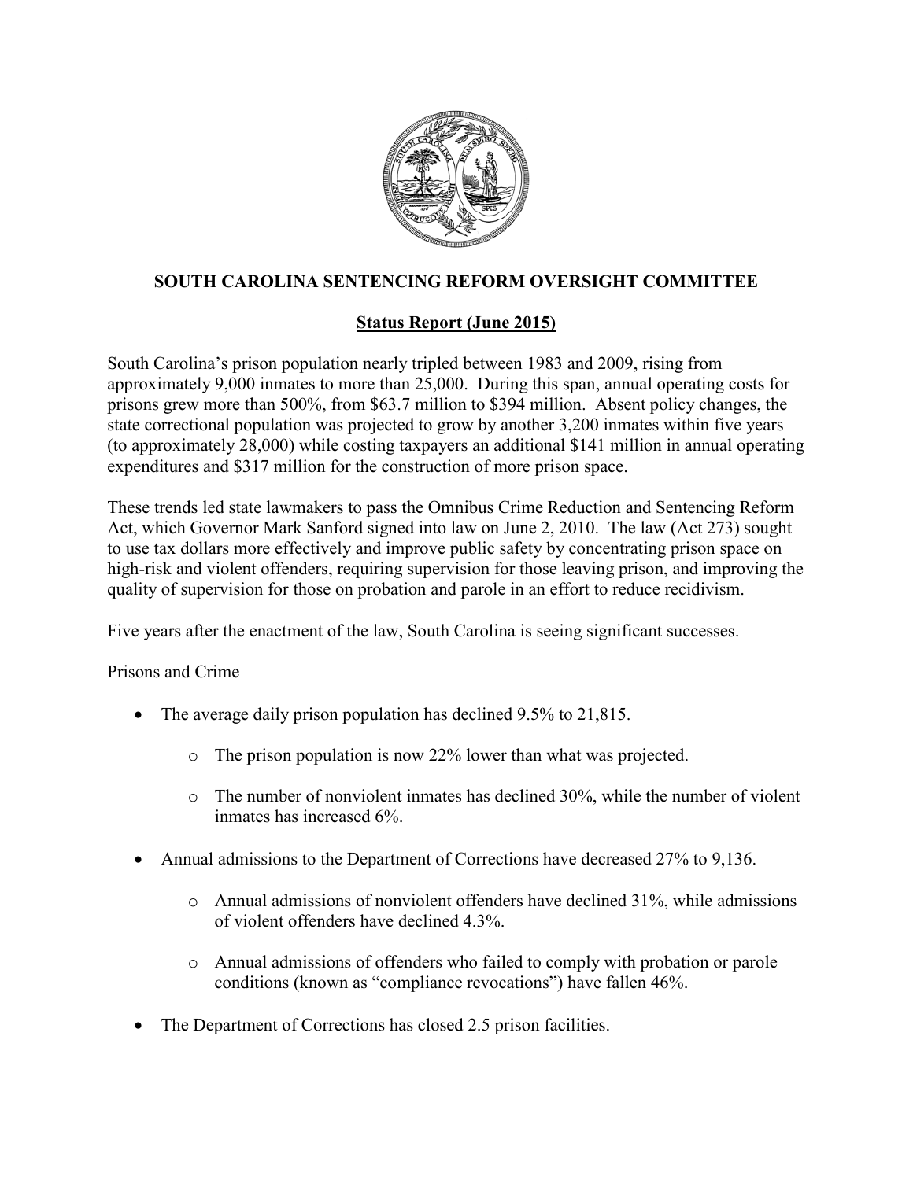**SOUTH CAROLINA SENTENCING REFORM OVERSIGHT COMMITTEE**

**Status Report (June 2015)**

South Carolina's prison population nearly tripled between 1983 and 2009, rising from approximately 9,000 inmates to more than 25,000. During this span, annual operating costs for prisons grew more than 500%, from $63.7 million to $394 million. Absent policy changes, the state correctional population was projected to grow by another 3,200 inmates within five years (to approximately 28,000) while costing taxpayers an additional $141 million in annual operating expenditures and $317 million for the construction of more prison space.

These trends led state lawmakers to pass the Omnibus Crime Reduction and Sentencing Reform Act, which Governor Mark Sanford signed into law on June 2, 2010. The law (Act 273) sought to use tax dollars more effectively and improve public safety by concentrating prison space on high-risk and violent offenders, requiring supervision for those leaving prison, and improving the quality of supervision for those on probation and parole in an effort to reduce recidivism.

Five years after the enactment of the law, South Carolina is seeing significant successes.

Prisons and Crime

- The average daily prison population has declined 9.5% to 21,815.
  - The prison population is now 22% lower than what was projected.
  - The number of nonviolent inmates has declined 30%, while the number of violent inmates has increased 6%.
- Annual admissions to the Department of Corrections have decreased 27% to 9,136.
  - Annual admissions of nonviolent offenders have declined 31%, while admissions of violent offenders have declined 4.3%.
  - Annual admissions of offenders who failed to comply with probation or parole conditions (known as "compliance revocations") have fallen 46%.
- The Department of Corrections has closed 2.5 prison facilities.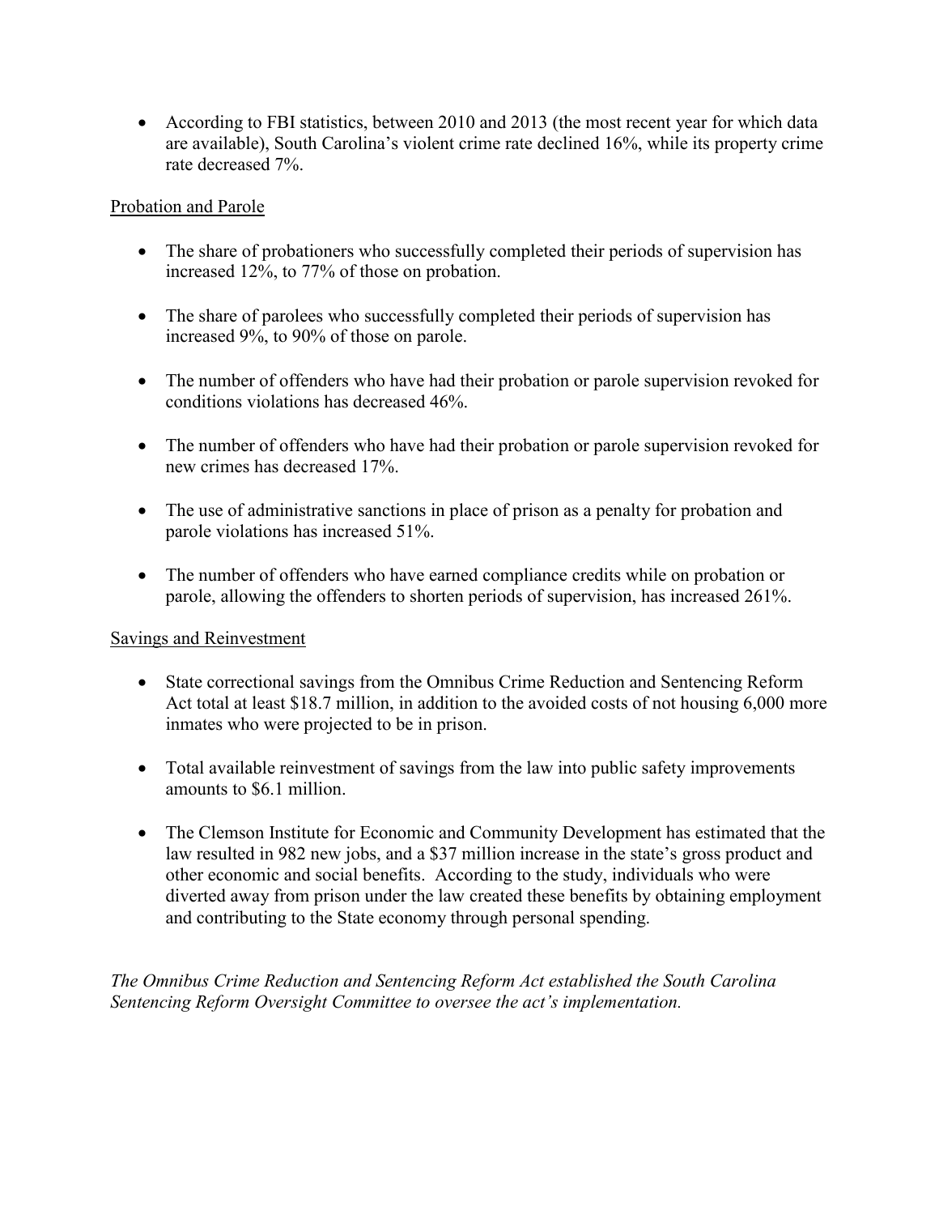- According to FBI statistics, between 2010 and 2013 (the most recent year for which data are available), South Carolina's violent crime rate declined 16%, while its property crime rate decreased 7%.

Probation and Parole

- The share of probationers who successfully completed their periods of supervision has increased 12%, to 77% of those on probation.
- The share of parolees who successfully completed their periods of supervision has increased 9%, to 90% of those on parole.
- The number of offenders who have had their probation or parole supervision revoked for conditions violations has decreased 46%.
- The number of offenders who have had their probation or parole supervision revoked for new crimes has decreased 17%.
- The use of administrative sanctions in place of prison as a penalty for probation and parole violations has increased 51%.
- The number of offenders who have earned compliance credits while on probation or parole, allowing the offenders to shorten periods of supervision, has increased 261%.

Savings and Reinvestment

- State correctional savings from the Omnibus Crime Reduction and Sentencing Reform Act total at least $18.7 million, in addition to the avoided costs of not housing 6,000 more inmates who were projected to be in prison.
- Total available reinvestment of savings from the law into public safety improvements amounts to $6.1 million.
- The Clemson Institute for Economic and Community Development has estimated that the law resulted in 982 new jobs, and a $37 million increase in the state's gross product and other economic and social benefits. According to the study, individuals who were diverted away from prison under the law created these benefits by obtaining employment and contributing to the State economy through personal spending.

*The Omnibus Crime Reduction and Sentencing Reform Act established the South Carolina Sentencing Reform Oversight Committee to oversee the act's implementation.*